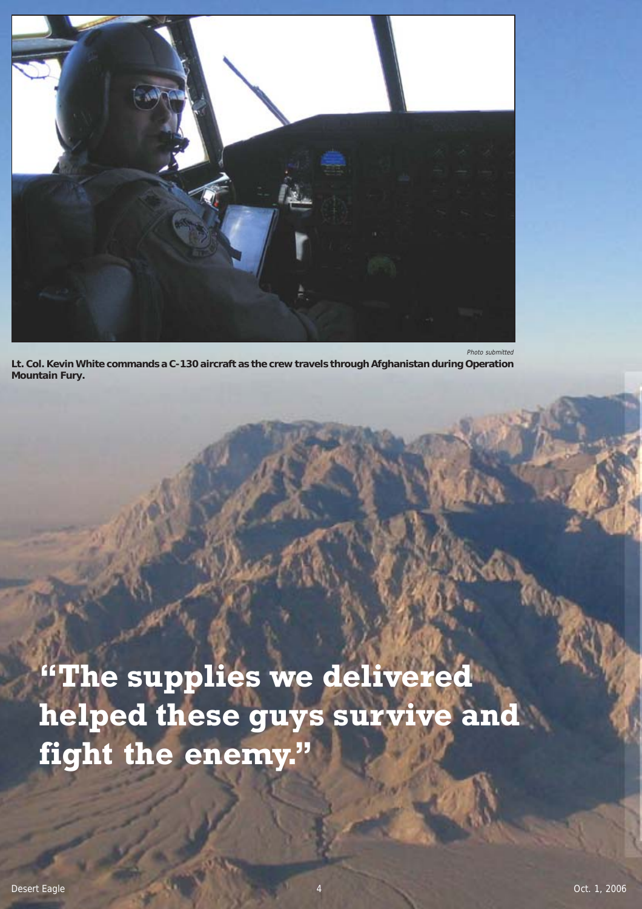Photo submitted

**Lt. Col. Kevin White commands a C-130 aircraft as the crew travels through Afghanistan during Operation Mountain Fury.**

# "The supplies we delivered helped these guys survive and fight the enemy."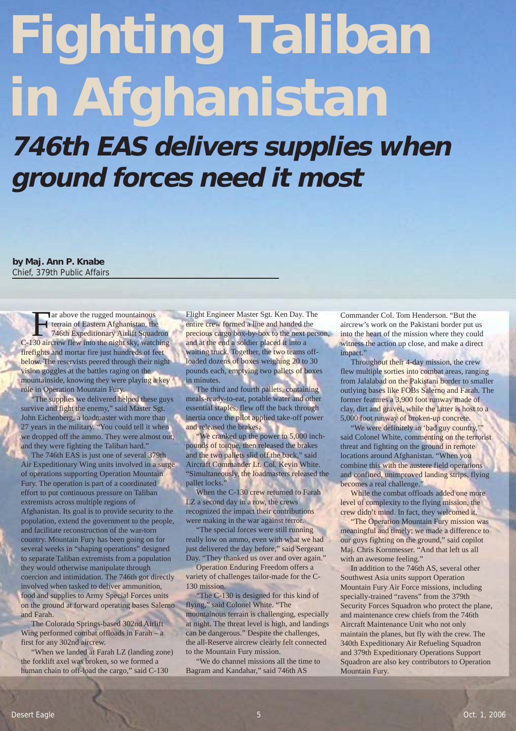# Fighting Taliban in Afghanistan

## 746th EAS delivers supplies when ground forces need it most

**by Maj. Ann P. Knabe**
Chief, 379th Public Affairs

Far above the rugged mountainous terrain of Eastern Afghanistan, the 746th Expeditionary Airlift Squadron C-130 aircrew flew into the night sky, watching firefights and mortar fire just hundreds of feet below. The reservists peered through their night vision goggles at the battles raging on the mountainside, knowing they were playing a key role in Operation Mountain Fury.

"The supplies we delivered helped these guys survive and fight the enemy," said Master Sgt. John Eichenberg, a loadmaster with more than 27 years in the military. "You could tell it when we dropped off the ammo. They were almost out, and they were fighting the Taliban hard."

The 746th EAS is just one of several 379th Air Expeditionary Wing units involved in a surge of operations supporting Operation Mountain Fury. The operation is part of a coordinated effort to put continuous pressure on Taliban extremists across multiple regions of Afghanistan. Its goal is to provide security to the population, extend the government to the people, and facilitate reconstruction of the war-torn country. Mountain Fury has been going on for several weeks in "shaping operations" designed to separate Taliban extremists from a population they would otherwise manipulate through coercion and intimidation. The 746th got directly involved when tasked to deliver ammunition, food and supplies to Army Special Forces units on the ground at forward operating bases Salerno and Farah.

The Colorado Springs-based 302nd Airlift Wing performed combat offloads in Farah – a first for any 302nd aircrew.

"When we landed at Farah LZ (landing zone) the forklift axel was broken, so we formed a human chain to off-load the cargo," said C-130 Flight Engineer Master Sgt. Ken Day. The entire crew formed a line and handed the precious cargo box-by-box to the next person, and at the end a soldier placed it into a waiting truck. Together, the two teams off-loaded dozens of boxes weighing 20 to 30 pounds each, emptying two pallets of boxes in minutes.

The third and fourth pallets, containing meals-ready-to-eat, potable water and other essential staples, flew off the back through inertia once the pilot applied take-off power and released the brakes.

"We cranked up the power to 5,000 inch-pounds of torque, then released the brakes and the two pallets slid off the back," said Aircraft Commander Lt. Col. Kevin White. "Simultaneously, the loadmasters released the pallet locks."

When the C-130 crew returned to Farah LZ a second day in a row, the crews recognized the impact their contributions were making in the war against terror.

"The special forces were still running really low on ammo, even with what we had just delivered the day before," said Sergeant Day. "They thanked us over and over again."

Operation Enduring Freedom offers a variety of challenges tailor-made for the C-130 mission.

"The C-130 is designed for this kind of flying," said Colonel White. "The mountainous terrain is challenging, especially at night. The threat level is high, and landings can be dangerous." Despite the challenges, the all-Reserve aircrew clearly felt connected to the Mountain Fury mission.

"We do channel missions all the time to Bagram and Kandahar," said 746th AS Commander Col. Tom Henderson. "But the aircrew's work on the Pakistani border put us into the heart of the mission where they could witness the action up close, and make a direct impact."

Throughout their 4-day mission, the crew flew multiple sorties into combat areas, ranging from Jalalabad on the Pakistani border to smaller outlying bases like FOBs Salerno and Farah. The former features a 3,900 foot runway made of clay, dirt and gravel, while the latter is host to a 5,000 foot runway of broken-up concrete.

"We were definitely in 'bad guy country,'" said Colonel White, commenting on the terrorist threat and fighting on the ground in remote locations around Afghanistan. "When you combine this with the austere field operations and confined, unimproved landing strips, flying becomes a real challenge."

While the combat offloads added one more level of complexity to the flying mission, the crew didn't mind. In fact, they welcomed it.

"The Operation Mountain Fury mission was meaningful and timely; we made a difference to our guys fighting on the ground," said copilot Maj. Chris Kornmesser. "And that left us all with an awesome feeling."

In addition to the 746th AS, several other Southwest Asia units support Operation Mountain Fury Air Force missions, including specially-trained "ravens" from the 379th Security Forces Squadron who protect the plane, and maintenance crew chiefs from the 746th Aircraft Maintenance Unit who not only maintain the planes, but fly with the crew. The 340th Expeditionary Air Refueling Squadron and 379th Expeditionary Operations Support Squadron are also key contributors to Operation Mountain Fury.